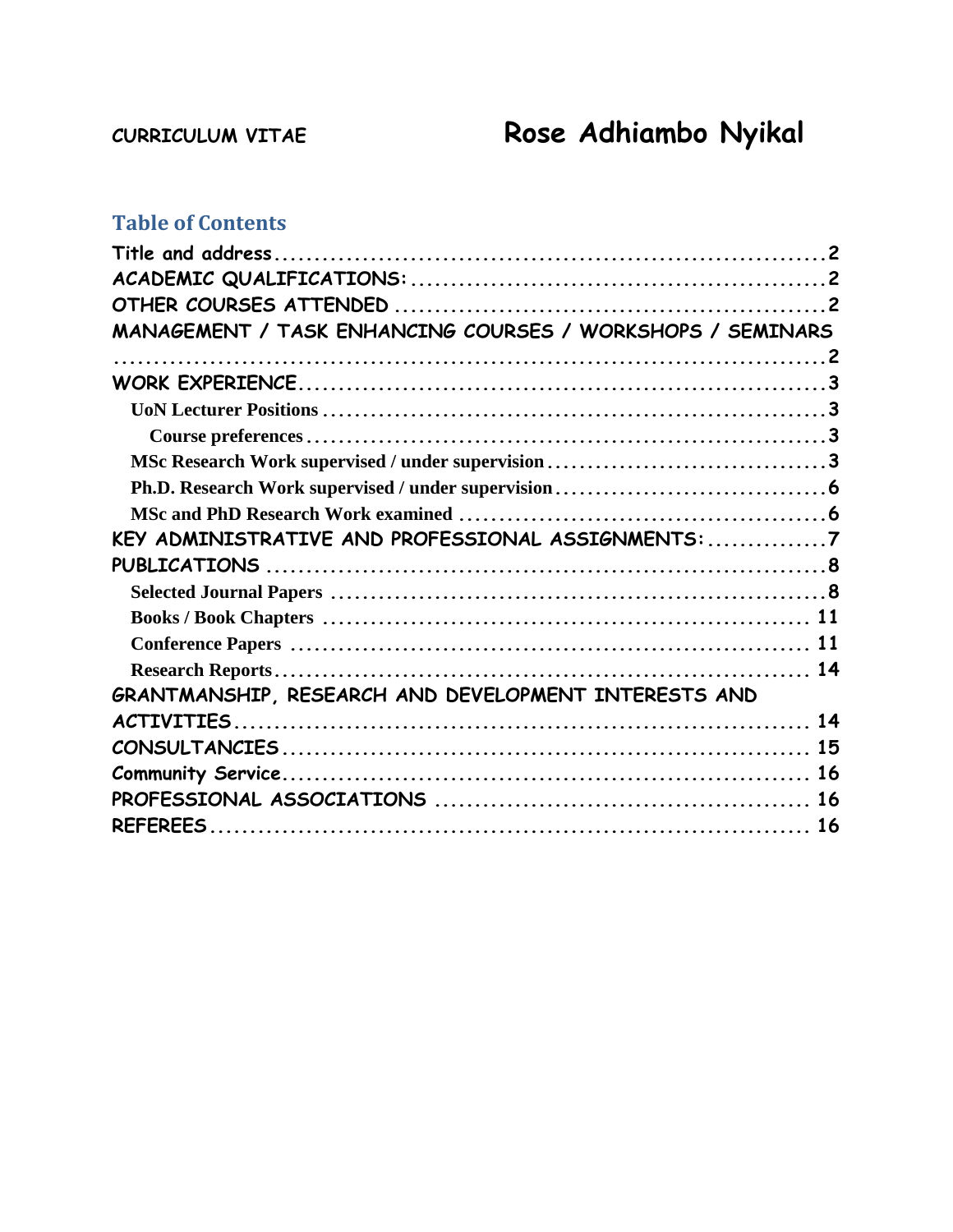**CURRICULUM VITAE**

# Rose Adhiambo Nyikal

## Table of Contents

Title and address ..... 2
ACADEMIC QUALIFICATIONS: ..... 2
OTHER COURSES ATTENDED ..... 2
MANAGEMENT / TASK ENHANCING COURSES / WORKSHOPS / SEMINARS ..... 2
WORK EXPERIENCE ..... 3
- UoN Lecturer Positions ..... 3
  - Course preferences ..... 3
- MSc Research Work supervised / under supervision ..... 3
- Ph.D. Research Work supervised / under supervision ..... 6
- MSc and PhD Research Work examined ..... 6

KEY ADMINISTRATIVE AND PROFESSIONAL ASSIGNMENTS: ..... 7
PUBLICATIONS ..... 8
- Selected Journal Papers ..... 8
- Books / Book Chapters ..... 11
- Conference Papers ..... 11
- Research Reports ..... 14

GRANTMANSHIP, RESEARCH AND DEVELOPMENT INTERESTS AND ACTIVITIES ..... 14
CONSULTANCIES ..... 15
Community Service ..... 16
PROFESSIONAL ASSOCIATIONS ..... 16
REFEREES ..... 16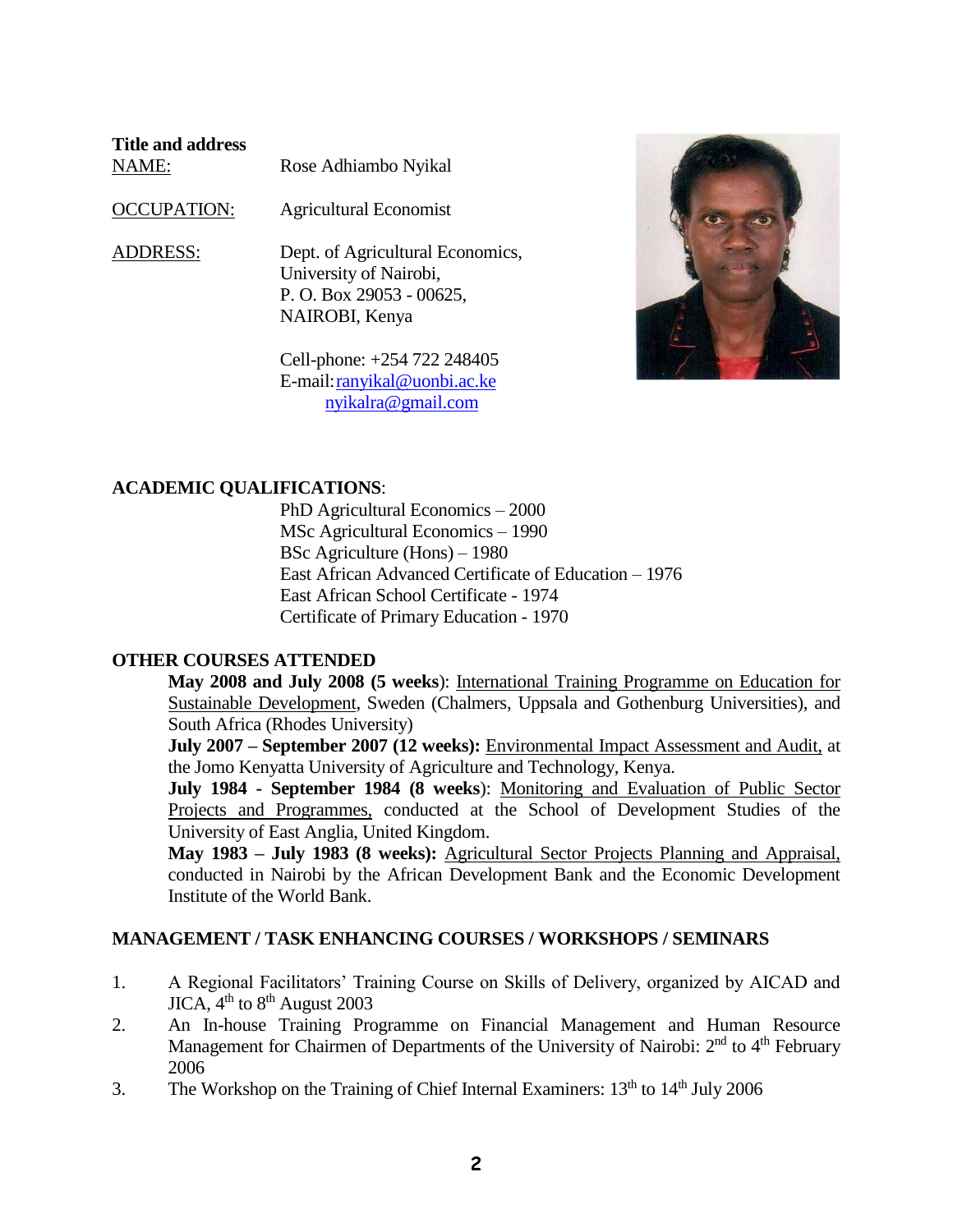**Title and address**

NAME: Rose Adhiambo Nyikal

OCCUPATION: Agricultural Economist

ADDRESS: Dept. of Agricultural Economics,
University of Nairobi,
P. O. Box 29053 - 00625,
NAIROBI, Kenya

Cell-phone: +254 722 248405
E-mail: ranyikal@uonbi.ac.ke
nyikalra@gmail.com

**ACADEMIC QUALIFICATIONS**:

PhD Agricultural Economics – 2000
MSc Agricultural Economics – 1990
BSc Agriculture (Hons) – 1980
East African Advanced Certificate of Education – 1976
East African School Certificate - 1974
Certificate of Primary Education - 1970

**OTHER COURSES ATTENDED**

**May 2008 and July 2008 (5 weeks**): International Training Programme on Education for Sustainable Development, Sweden (Chalmers, Uppsala and Gothenburg Universities), and South Africa (Rhodes University)

**July 2007 – September 2007 (12 weeks):** Environmental Impact Assessment and Audit, at the Jomo Kenyatta University of Agriculture and Technology, Kenya.

**July 1984 - September 1984 (8 weeks**): Monitoring and Evaluation of Public Sector Projects and Programmes, conducted at the School of Development Studies of the University of East Anglia, United Kingdom.

**May 1983 – July 1983 (8 weeks):** Agricultural Sector Projects Planning and Appraisal, conducted in Nairobi by the African Development Bank and the Economic Development Institute of the World Bank.

**MANAGEMENT / TASK ENHANCING COURSES / WORKSHOPS / SEMINARS**

1. A Regional Facilitators' Training Course on Skills of Delivery, organized by AICAD and JICA, 4th to 8th August 2003
2. An In-house Training Programme on Financial Management and Human Resource Management for Chairmen of Departments of the University of Nairobi: 2nd to 4th February 2006
3. The Workshop on the Training of Chief Internal Examiners: 13th to 14th July 2006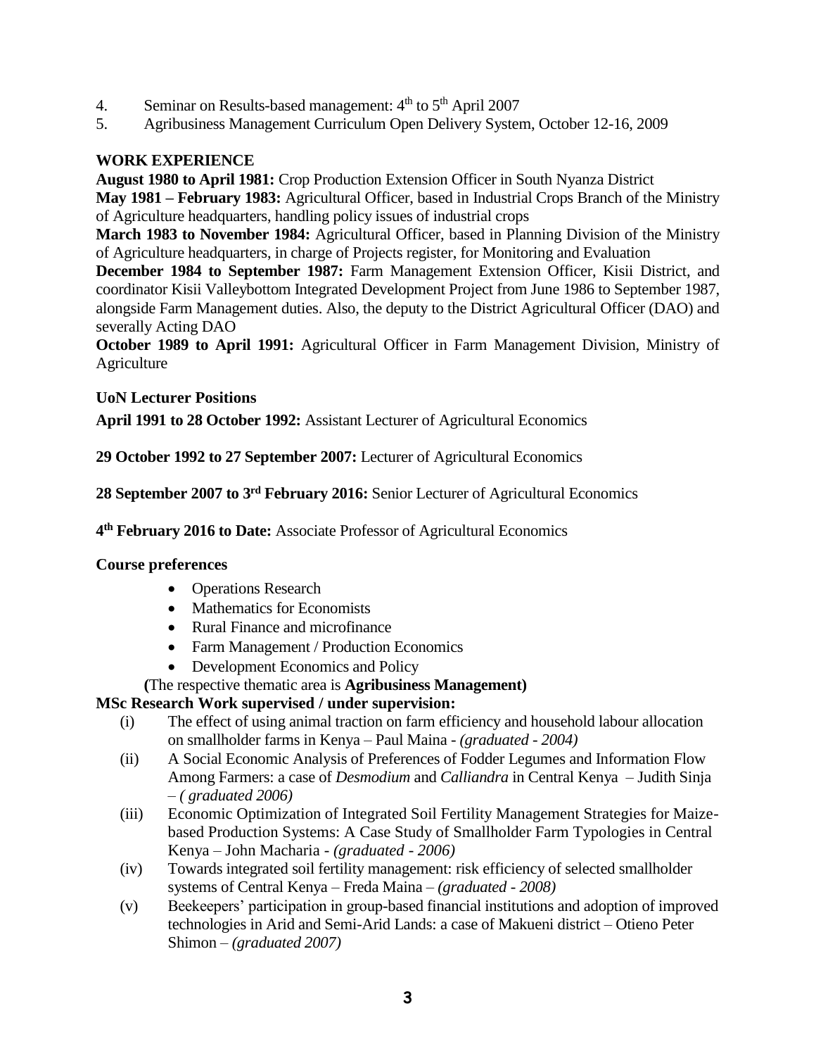4. Seminar on Results-based management: 4th to 5th April 2007
5. Agribusiness Management Curriculum Open Delivery System, October 12-16, 2009

## WORK EXPERIENCE

**August 1980 to April 1981:** Crop Production Extension Officer in South Nyanza District
**May 1981 – February 1983:** Agricultural Officer, based in Industrial Crops Branch of the Ministry of Agriculture headquarters, handling policy issues of industrial crops
**March 1983 to November 1984:** Agricultural Officer, based in Planning Division of the Ministry of Agriculture headquarters, in charge of Projects register, for Monitoring and Evaluation
**December 1984 to September 1987:** Farm Management Extension Officer, Kisii District, and coordinator Kisii Valleybottom Integrated Development Project from June 1986 to September 1987, alongside Farm Management duties. Also, the deputy to the District Agricultural Officer (DAO) and severally Acting DAO
**October 1989 to April 1991:** Agricultural Officer in Farm Management Division, Ministry of Agriculture

### UoN Lecturer Positions

**April 1991 to 28 October 1992:** Assistant Lecturer of Agricultural Economics

**29 October 1992 to 27 September 2007:** Lecturer of Agricultural Economics

**28 September 2007 to 3rd February 2016:** Senior Lecturer of Agricultural Economics

**4th February 2016 to Date:** Associate Professor of Agricultural Economics

### Course preferences

- Operations Research
- Mathematics for Economists
- Rural Finance and microfinance
- Farm Management / Production Economics
- Development Economics and Policy

**(**The respective thematic area is **Agribusiness Management)**

### MSc Research Work supervised / under supervision:

(i) The effect of using animal traction on farm efficiency and household labour allocation on smallholder farms in Kenya – Paul Maina - *(graduated - 2004)*
(ii) A Social Economic Analysis of Preferences of Fodder Legumes and Information Flow Among Farmers: a case of *Desmodium* and *Calliandra* in Central Kenya – Judith Sinja – *( graduated 2006)*
(iii) Economic Optimization of Integrated Soil Fertility Management Strategies for Maize-based Production Systems: A Case Study of Smallholder Farm Typologies in Central Kenya – John Macharia - *(graduated - 2006)*
(iv) Towards integrated soil fertility management: risk efficiency of selected smallholder systems of Central Kenya – Freda Maina – *(graduated - 2008)*
(v) Beekeepers' participation in group-based financial institutions and adoption of improved technologies in Arid and Semi-Arid Lands: a case of Makueni district – Otieno Peter Shimon – *(graduated 2007)*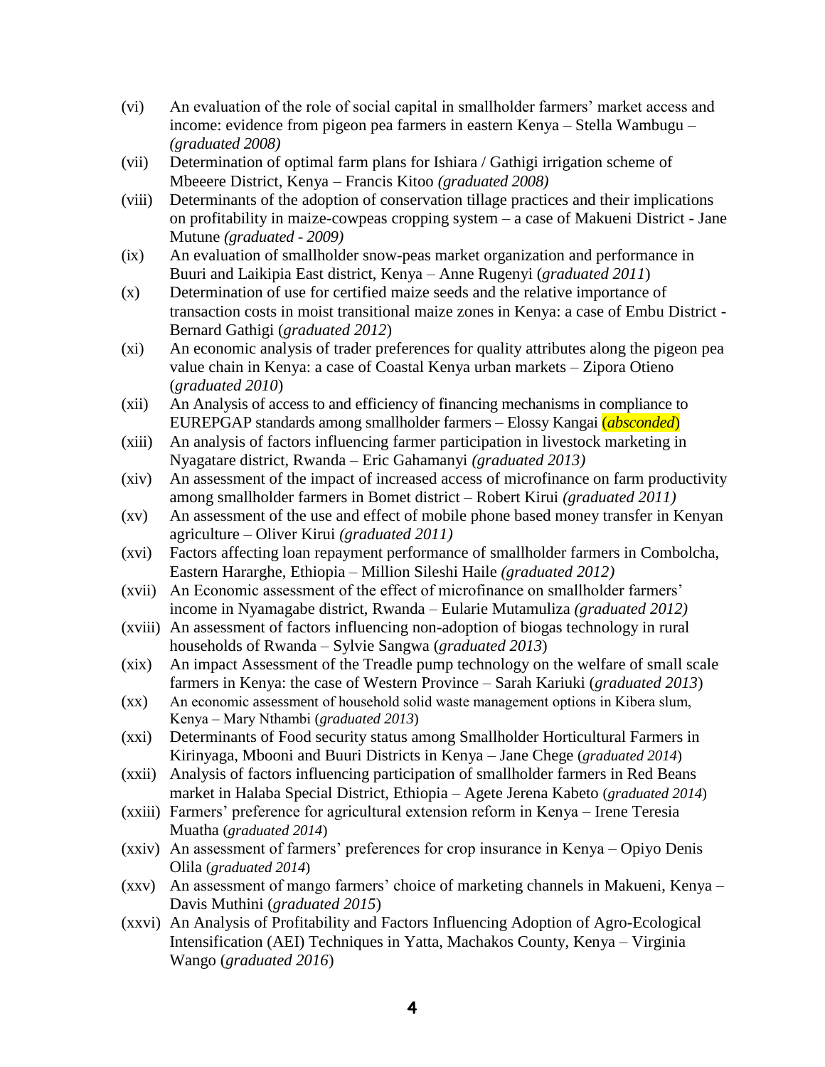(vi) An evaluation of the role of social capital in smallholder farmers' market access and income: evidence from pigeon pea farmers in eastern Kenya – Stella Wambugu – *(graduated 2008)*

(vii) Determination of optimal farm plans for Ishiara / Gathigi irrigation scheme of Mbeeere District, Kenya – Francis Kitoo *(graduated 2008)*

(viii) Determinants of the adoption of conservation tillage practices and their implications on profitability in maize-cowpeas cropping system – a case of Makueni District - Jane Mutune *(graduated - 2009)*

(ix) An evaluation of smallholder snow-peas market organization and performance in Buuri and Laikipia East district, Kenya – Anne Rugenyi (*graduated 2011*)

(x) Determination of use for certified maize seeds and the relative importance of transaction costs in moist transitional maize zones in Kenya: a case of Embu District - Bernard Gathigi (*graduated 2012*)

(xi) An economic analysis of trader preferences for quality attributes along the pigeon pea value chain in Kenya: a case of Coastal Kenya urban markets – Zipora Otieno (*graduated 2010*)

(xii) An Analysis of access to and efficiency of financing mechanisms in compliance to EUREPGAP standards among smallholder farmers – Elossy Kangai (*absconded*)

(xiii) An analysis of factors influencing farmer participation in livestock marketing in Nyagatare district, Rwanda – Eric Gahamanyi *(graduated 2013)*

(xiv) An assessment of the impact of increased access of microfinance on farm productivity among smallholder farmers in Bomet district – Robert Kirui *(graduated 2011)*

(xv) An assessment of the use and effect of mobile phone based money transfer in Kenyan agriculture – Oliver Kirui *(graduated 2011)*

(xvi) Factors affecting loan repayment performance of smallholder farmers in Combolcha, Eastern Hararghe, Ethiopia – Million Sileshi Haile *(graduated 2012)*

(xvii) An Economic assessment of the effect of microfinance on smallholder farmers' income in Nyamagabe district, Rwanda – Eularie Mutamuliza *(graduated 2012)*

(xviii) An assessment of factors influencing non-adoption of biogas technology in rural households of Rwanda – Sylvie Sangwa (*graduated 2013*)

(xix) An impact Assessment of the Treadle pump technology on the welfare of small scale farmers in Kenya: the case of Western Province – Sarah Kariuki (*graduated 2013*)

(xx) An economic assessment of household solid waste management options in Kibera slum, Kenya – Mary Nthambi (*graduated 2013*)

(xxi) Determinants of Food security status among Smallholder Horticultural Farmers in Kirinyaga, Mbooni and Buuri Districts in Kenya – Jane Chege (*graduated 2014*)

(xxii) Analysis of factors influencing participation of smallholder farmers in Red Beans market in Halaba Special District, Ethiopia – Agete Jerena Kabeto (*graduated 2014*)

(xxiii) Farmers' preference for agricultural extension reform in Kenya – Irene Teresia Muatha (*graduated 2014*)

(xxiv) An assessment of farmers' preferences for crop insurance in Kenya – Opiyo Denis Olila (*graduated 2014*)

(xxv) An assessment of mango farmers' choice of marketing channels in Makueni, Kenya – Davis Muthini (*graduated 2015*)

(xxvi) An Analysis of Profitability and Factors Influencing Adoption of Agro-Ecological Intensification (AEI) Techniques in Yatta, Machakos County, Kenya – Virginia Wango (*graduated 2016*)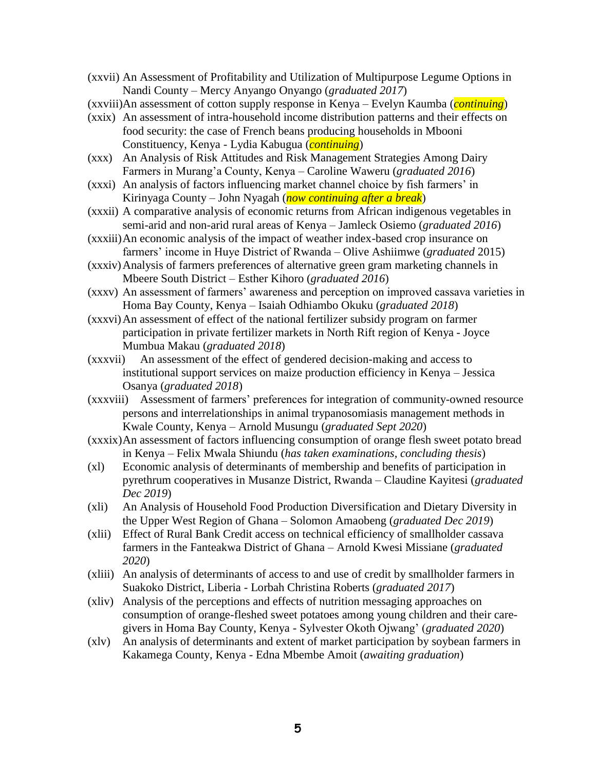(xxvii) An Assessment of Profitability and Utilization of Multipurpose Legume Options in Nandi County – Mercy Anyango Onyango (*graduated 2017*)

(xxviii) An assessment of cotton supply response in Kenya – Evelyn Kaumba (***continuing***)

(xxix) An assessment of intra-household income distribution patterns and their effects on food security: the case of French beans producing households in Mbooni Constituency, Kenya - Lydia Kabugua (***continuing***)

(xxx) An Analysis of Risk Attitudes and Risk Management Strategies Among Dairy Farmers in Murang'a County, Kenya – Caroline Waweru (*graduated 2016*)

(xxxi) An analysis of factors influencing market channel choice by fish farmers' in Kirinyaga County – John Nyagah (*now continuing after a break*)

(xxxii) A comparative analysis of economic returns from African indigenous vegetables in semi-arid and non-arid rural areas of Kenya – Jamleck Osiemo (*graduated 2016*)

(xxxiii) An economic analysis of the impact of weather index-based crop insurance on farmers' income in Huye District of Rwanda – Olive Ashiimwe (*graduated* 2015)

(xxxiv) Analysis of farmers preferences of alternative green gram marketing channels in Mbeere South District – Esther Kihoro (*graduated 2016*)

(xxxv) An assessment of farmers' awareness and perception on improved cassava varieties in Homa Bay County, Kenya – Isaiah Odhiambo Okuku (*graduated 2018*)

(xxxvi) An assessment of effect of the national fertilizer subsidy program on farmer participation in private fertilizer markets in North Rift region of Kenya - Joyce Mumbua Makau (*graduated 2018*)

(xxxvii) An assessment of the effect of gendered decision-making and access to institutional support services on maize production efficiency in Kenya – Jessica Osanya (*graduated 2018*)

(xxxviii) Assessment of farmers' preferences for integration of community-owned resource persons and interrelationships in animal trypanosomiasis management methods in Kwale County, Kenya – Arnold Musungu (*graduated Sept 2020*)

(xxxix) An assessment of factors influencing consumption of orange flesh sweet potato bread in Kenya – Felix Mwala Shiundu (*has taken examinations, concluding thesis*)

(xl) Economic analysis of determinants of membership and benefits of participation in pyrethrum cooperatives in Musanze District, Rwanda – Claudine Kayitesi (*graduated Dec 2019*)

(xli) An Analysis of Household Food Production Diversification and Dietary Diversity in the Upper West Region of Ghana – Solomon Amaobeng (*graduated Dec 2019*)

(xlii) Effect of Rural Bank Credit access on technical efficiency of smallholder cassava farmers in the Fanteakwa District of Ghana – Arnold Kwesi Missiane (*graduated 2020*)

(xliii) An analysis of determinants of access to and use of credit by smallholder farmers in Suakoko District, Liberia - Lorbah Christina Roberts (*graduated 2017*)

(xliv) Analysis of the perceptions and effects of nutrition messaging approaches on consumption of orange-fleshed sweet potatoes among young children and their care-givers in Homa Bay County, Kenya - Sylvester Okoth Ojwang' (*graduated 2020*)

(xlv) An analysis of determinants and extent of market participation by soybean farmers in Kakamega County, Kenya - Edna Mbembe Amoit (*awaiting graduation*)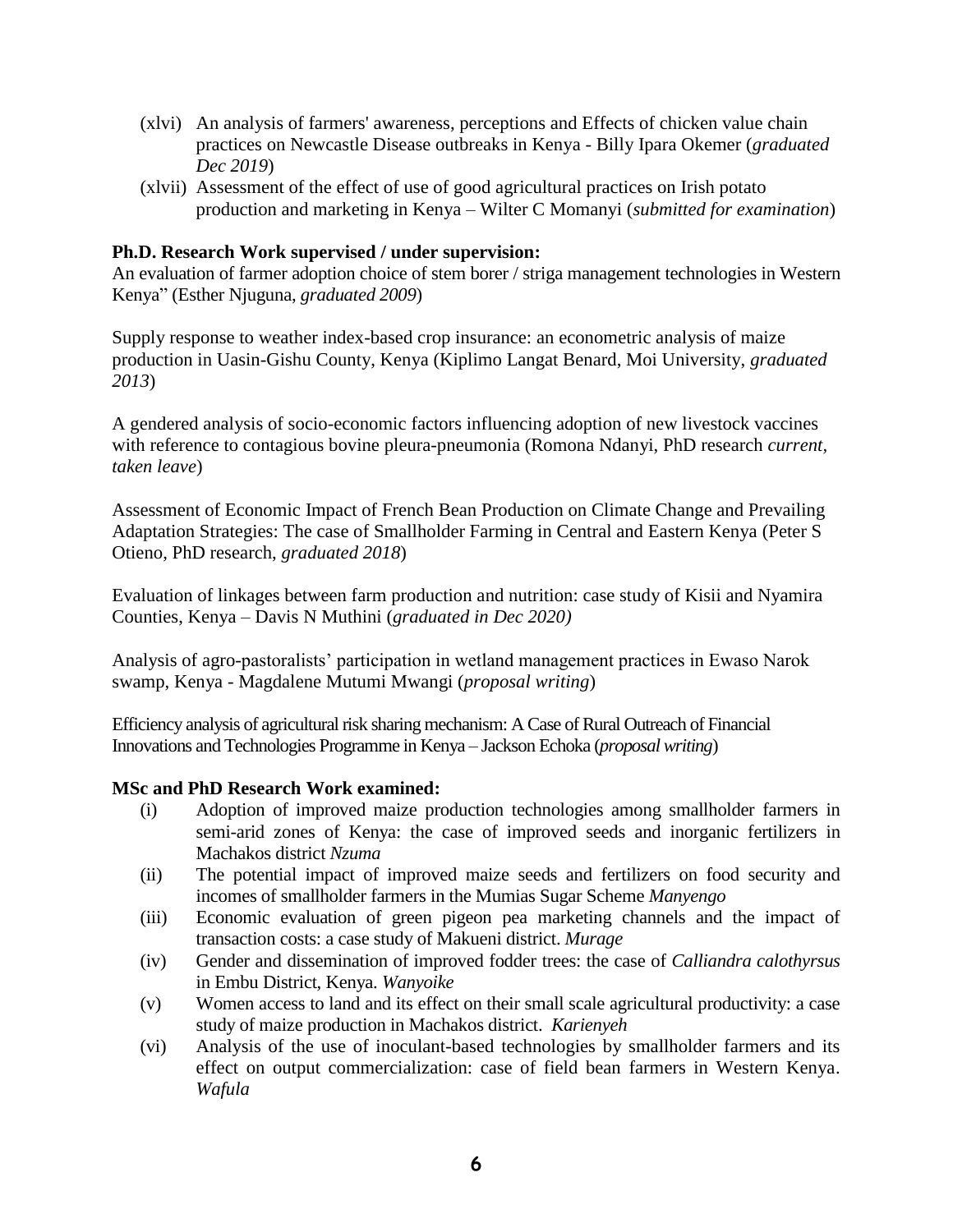(xlvi) An analysis of farmers' awareness, perceptions and Effects of chicken value chain practices on Newcastle Disease outbreaks in Kenya - Billy Ipara Okemer (*graduated Dec 2019*)

(xlvii) Assessment of the effect of use of good agricultural practices on Irish potato production and marketing in Kenya – Wilter C Momanyi (*submitted for examination*)

**Ph.D. Research Work supervised / under supervision:**

An evaluation of farmer adoption choice of stem borer / striga management technologies in Western Kenya" (Esther Njuguna, *graduated 2009*)

Supply response to weather index-based crop insurance: an econometric analysis of maize production in Uasin-Gishu County, Kenya (Kiplimo Langat Benard, Moi University, *graduated 2013*)

A gendered analysis of socio-economic factors influencing adoption of new livestock vaccines with reference to contagious bovine pleura-pneumonia (Romona Ndanyi, PhD research *current, taken leave*)

Assessment of Economic Impact of French Bean Production on Climate Change and Prevailing Adaptation Strategies: The case of Smallholder Farming in Central and Eastern Kenya (Peter S Otieno, PhD research, *graduated 2018*)

Evaluation of linkages between farm production and nutrition: case study of Kisii and Nyamira Counties, Kenya – Davis N Muthini (*graduated in Dec 2020)*

Analysis of agro-pastoralists' participation in wetland management practices in Ewaso Narok swamp, Kenya - Magdalene Mutumi Mwangi (*proposal writing*)

Efficiency analysis of agricultural risk sharing mechanism: A Case of Rural Outreach of Financial Innovations and Technologies Programme in Kenya – Jackson Echoka (*proposal writing*)

**MSc and PhD Research Work examined:**

(i) Adoption of improved maize production technologies among smallholder farmers in semi-arid zones of Kenya: the case of improved seeds and inorganic fertilizers in Machakos district *Nzuma*

(ii) The potential impact of improved maize seeds and fertilizers on food security and incomes of smallholder farmers in the Mumias Sugar Scheme *Manyengo*

(iii) Economic evaluation of green pigeon pea marketing channels and the impact of transaction costs: a case study of Makueni district. *Murage*

(iv) Gender and dissemination of improved fodder trees: the case of *Calliandra calothyrsus* in Embu District, Kenya. *Wanyoike*

(v) Women access to land and its effect on their small scale agricultural productivity: a case study of maize production in Machakos district. *Karienyeh*

(vi) Analysis of the use of inoculant-based technologies by smallholder farmers and its effect on output commercialization: case of field bean farmers in Western Kenya. *Wafula*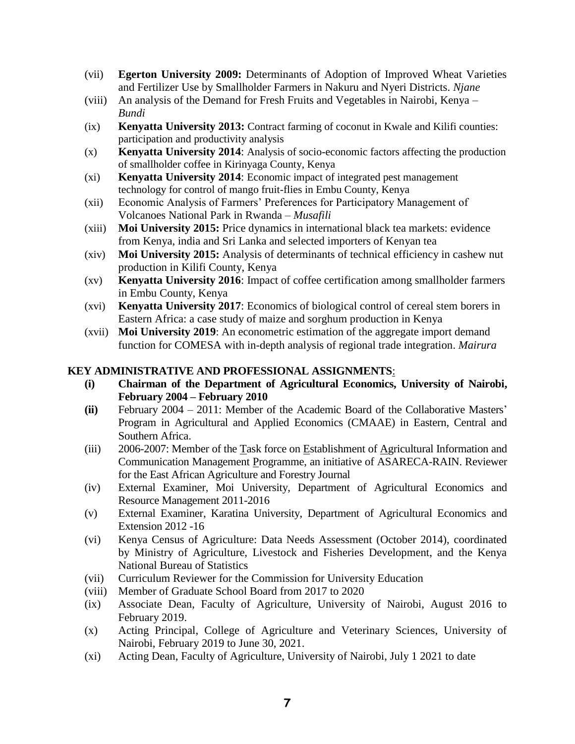(vii) **Egerton University 2009:** Determinants of Adoption of Improved Wheat Varieties and Fertilizer Use by Smallholder Farmers in Nakuru and Nyeri Districts. *Njane*

(viii) An analysis of the Demand for Fresh Fruits and Vegetables in Nairobi, Kenya – *Bundi*

(ix) **Kenyatta University 2013:** Contract farming of coconut in Kwale and Kilifi counties: participation and productivity analysis

(x) **Kenyatta University 2014**: Analysis of socio-economic factors affecting the production of smallholder coffee in Kirinyaga County, Kenya

(xi) **Kenyatta University 2014**: Economic impact of integrated pest management technology for control of mango fruit-flies in Embu County, Kenya

(xii) Economic Analysis of Farmers' Preferences for Participatory Management of Volcanoes National Park in Rwanda – *Musafili*

(xiii) **Moi University 2015:** Price dynamics in international black tea markets: evidence from Kenya, india and Sri Lanka and selected importers of Kenyan tea

(xiv) **Moi University 2015:** Analysis of determinants of technical efficiency in cashew nut production in Kilifi County, Kenya

(xv) **Kenyatta University 2016**: Impact of coffee certification among smallholder farmers in Embu County, Kenya

(xvi) **Kenyatta University 2017**: Economics of biological control of cereal stem borers in Eastern Africa: a case study of maize and sorghum production in Kenya

(xvii) **Moi University 2019**: An econometric estimation of the aggregate import demand function for COMESA with in-depth analysis of regional trade integration. *Mairura*

**KEY ADMINISTRATIVE AND PROFESSIONAL ASSIGNMENTS**:

**(i) Chairman of the Department of Agricultural Economics, University of Nairobi, February 2004 – February 2010**

**(ii)** February 2004 – 2011: Member of the Academic Board of the Collaborative Masters' Program in Agricultural and Applied Economics (CMAAE) in Eastern, Central and Southern Africa.

(iii) 2006-2007: Member of the Task force on Establishment of Agricultural Information and Communication Management Programme, an initiative of ASARECA-RAIN. Reviewer for the East African Agriculture and Forestry Journal

(iv) External Examiner, Moi University, Department of Agricultural Economics and Resource Management 2011-2016

(v) External Examiner, Karatina University, Department of Agricultural Economics and Extension 2012 -16

(vi) Kenya Census of Agriculture: Data Needs Assessment (October 2014), coordinated by Ministry of Agriculture, Livestock and Fisheries Development, and the Kenya National Bureau of Statistics

(vii) Curriculum Reviewer for the Commission for University Education

(viii) Member of Graduate School Board from 2017 to 2020

(ix) Associate Dean, Faculty of Agriculture, University of Nairobi, August 2016 to February 2019.

(x) Acting Principal, College of Agriculture and Veterinary Sciences, University of Nairobi, February 2019 to June 30, 2021.

(xi) Acting Dean, Faculty of Agriculture, University of Nairobi, July 1 2021 to date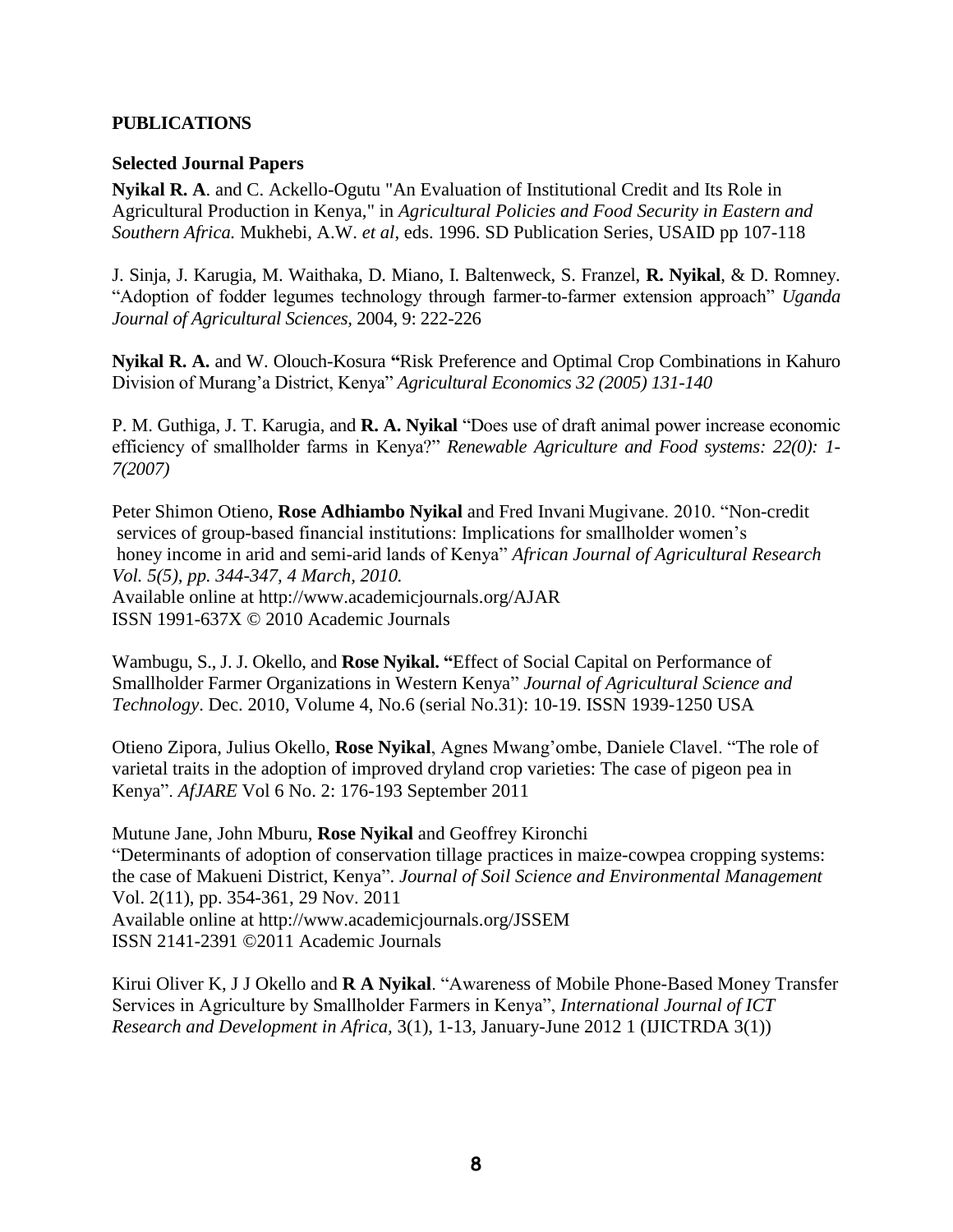## PUBLICATIONS

### Selected Journal Papers

**Nyikal R. A**. and C. Ackello-Ogutu "An Evaluation of Institutional Credit and Its Role in Agricultural Production in Kenya," in *Agricultural Policies and Food Security in Eastern and Southern Africa.* Mukhebi, A.W. *et al*, eds. 1996. SD Publication Series, USAID pp 107-118

J. Sinja, J. Karugia, M. Waithaka, D. Miano, I. Baltenweck, S. Franzel, **R. Nyikal**, & D. Romney. "Adoption of fodder legumes technology through farmer-to-farmer extension approach" *Uganda Journal of Agricultural Sciences*, 2004, 9: 222-226

**Nyikal R. A.** and W. Olouch-Kosura **"**Risk Preference and Optimal Crop Combinations in Kahuro Division of Murang'a District, Kenya" *Agricultural Economics 32 (2005) 131-140*

P. M. Guthiga, J. T. Karugia, and **R. A. Nyikal** "Does use of draft animal power increase economic efficiency of smallholder farms in Kenya?" *Renewable Agriculture and Food systems: 22(0): 1-7(2007)*

Peter Shimon Otieno, **Rose Adhiambo Nyikal** and Fred Invani Mugivane. 2010. "Non-credit services of group-based financial institutions: Implications for smallholder women's honey income in arid and semi-arid lands of Kenya" *African Journal of Agricultural Research Vol. 5(5), pp. 344-347, 4 March, 2010.*
Available online at http://www.academicjournals.org/AJAR
ISSN 1991-637X © 2010 Academic Journals

Wambugu, S., J. J. Okello, and **Rose Nyikal. "**Effect of Social Capital on Performance of Smallholder Farmer Organizations in Western Kenya" *Journal of Agricultural Science and Technology*. Dec. 2010, Volume 4, No.6 (serial No.31): 10-19. ISSN 1939-1250 USA

Otieno Zipora, Julius Okello, **Rose Nyikal**, Agnes Mwang'ombe, Daniele Clavel. "The role of varietal traits in the adoption of improved dryland crop varieties: The case of pigeon pea in Kenya". *AfJARE* Vol 6 No. 2: 176-193 September 2011

Mutune Jane, John Mburu, **Rose Nyikal** and Geoffrey Kironchi
"Determinants of adoption of conservation tillage practices in maize-cowpea cropping systems: the case of Makueni District, Kenya". *Journal of Soil Science and Environmental Management* Vol. 2(11), pp. 354-361, 29 Nov. 2011
Available online at http://www.academicjournals.org/JSSEM
ISSN 2141-2391 ©2011 Academic Journals

Kirui Oliver K, J J Okello and **R A Nyikal**. "Awareness of Mobile Phone-Based Money Transfer Services in Agriculture by Smallholder Farmers in Kenya", *International Journal of ICT Research and Development in Africa,* 3(1), 1-13, January-June 2012 1 (IJICTRDA 3(1))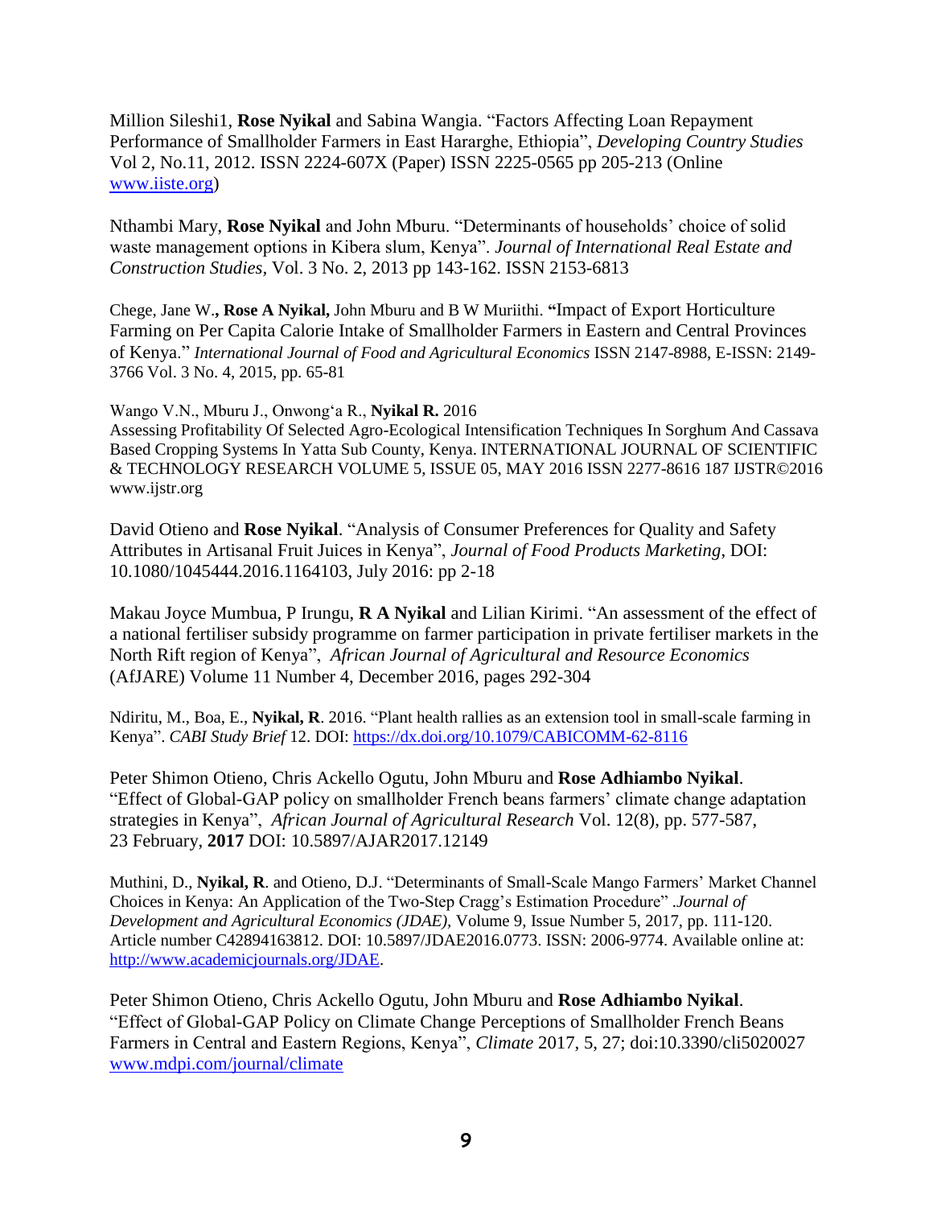Million Sileshi1, **Rose Nyikal** and Sabina Wangia. "Factors Affecting Loan Repayment Performance of Smallholder Farmers in East Hararghe, Ethiopia", *Developing Country Studies* Vol 2, No.11, 2012. ISSN 2224-607X (Paper) ISSN 2225-0565 pp 205-213 (Online www.iiste.org)

Nthambi Mary, **Rose Nyikal** and John Mburu. "Determinants of households' choice of solid waste management options in Kibera slum, Kenya". *Journal of International Real Estate and Construction Studies,* Vol. 3 No. 2, 2013 pp 143-162. ISSN 2153-6813

Chege, Jane W.**, Rose A Nyikal,** John Mburu and B W Muriithi. **"**Impact of Export Horticulture Farming on Per Capita Calorie Intake of Smallholder Farmers in Eastern and Central Provinces of Kenya." *International Journal of Food and Agricultural Economics* ISSN 2147-8988, E-ISSN: 2149-3766 Vol. 3 No. 4, 2015, pp. 65-81

Wango V.N., Mburu J., Onwong'a R., **Nyikal R.** 2016
Assessing Profitability Of Selected Agro-Ecological Intensification Techniques In Sorghum And Cassava Based Cropping Systems In Yatta Sub County, Kenya. INTERNATIONAL JOURNAL OF SCIENTIFIC & TECHNOLOGY RESEARCH VOLUME 5, ISSUE 05, MAY 2016 ISSN 2277-8616 187 IJSTR©2016 www.ijstr.org

David Otieno and **Rose Nyikal**. "Analysis of Consumer Preferences for Quality and Safety Attributes in Artisanal Fruit Juices in Kenya", *Journal of Food Products Marketing*, DOI: 10.1080/1045444.2016.1164103, July 2016: pp 2-18

Makau Joyce Mumbua, P Irungu, **R A Nyikal** and Lilian Kirimi. "An assessment of the effect of a national fertiliser subsidy programme on farmer participation in private fertiliser markets in the North Rift region of Kenya", *African Journal of Agricultural and Resource Economics* (AfJARE) Volume 11 Number 4, December 2016, pages 292-304

Ndiritu, M., Boa, E., **Nyikal, R**. 2016. "Plant health rallies as an extension tool in small-scale farming in Kenya". *CABI Study Brief* 12. DOI: https://dx.doi.org/10.1079/CABICOMM-62-8116

Peter Shimon Otieno, Chris Ackello Ogutu, John Mburu and **Rose Adhiambo Nyikal**. "Effect of Global-GAP policy on smallholder French beans farmers' climate change adaptation strategies in Kenya", *African Journal of Agricultural Research* Vol. 12(8), pp. 577-587, 23 February, **2017** DOI: 10.5897/AJAR2017.12149

Muthini, D., **Nyikal, R**. and Otieno, D.J. "Determinants of Small-Scale Mango Farmers' Market Channel Choices in Kenya: An Application of the Two-Step Cragg's Estimation Procedure" .*Journal of Development and Agricultural Economics (JDAE),* Volume 9, Issue Number 5, 2017, pp. 111-120. Article number C42894163812. DOI: 10.5897/JDAE2016.0773. ISSN: 2006-9774. Available online at: http://www.academicjournals.org/JDAE.

Peter Shimon Otieno, Chris Ackello Ogutu, John Mburu and **Rose Adhiambo Nyikal**. "Effect of Global-GAP Policy on Climate Change Perceptions of Smallholder French Beans Farmers in Central and Eastern Regions, Kenya", *Climate* 2017, 5, 27; doi:10.3390/cli5020027 www.mdpi.com/journal/climate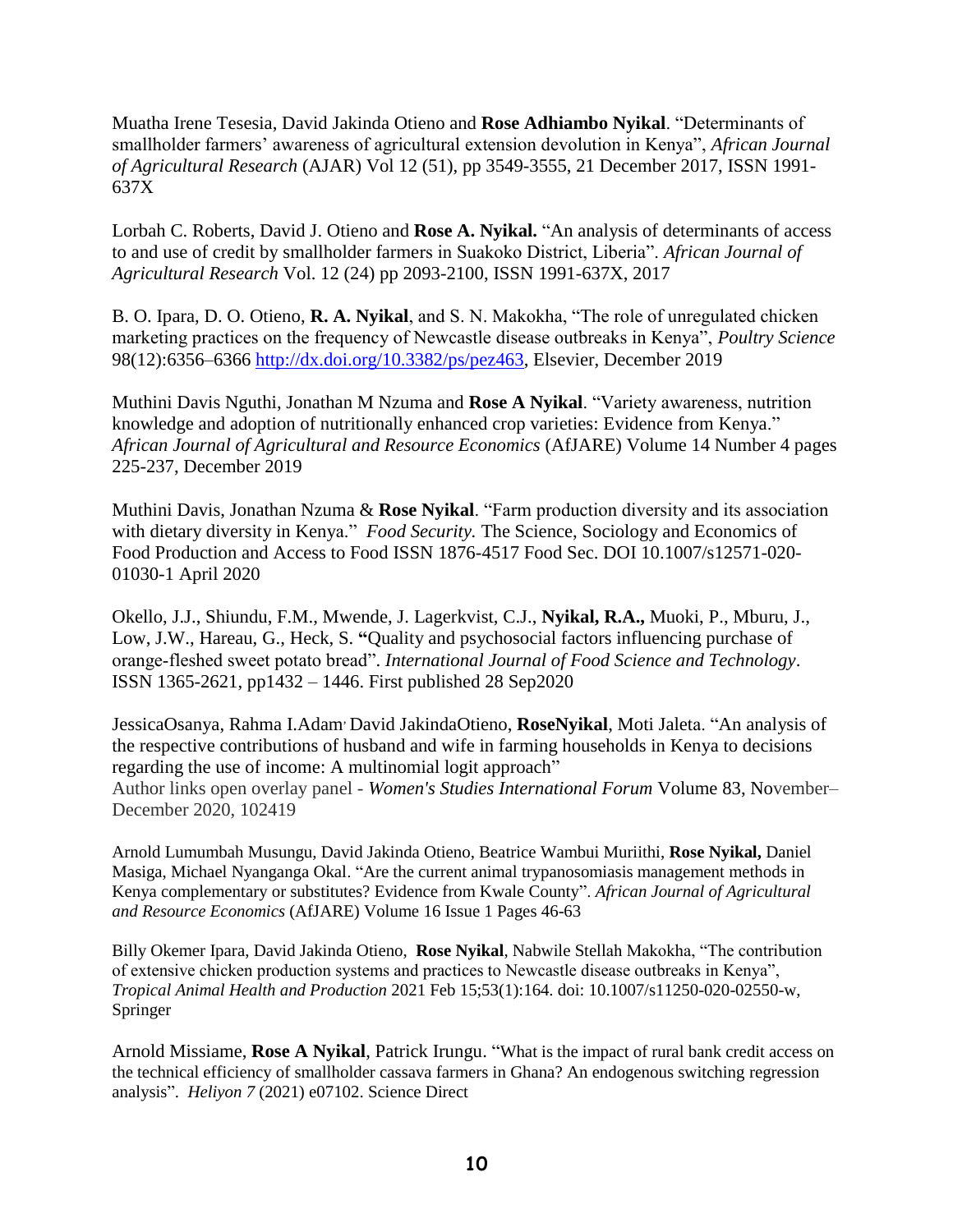Muatha Irene Tesesia, David Jakinda Otieno and **Rose Adhiambo Nyikal**. “Determinants of smallholder farmers’ awareness of agricultural extension devolution in Kenya”, *African Journal of Agricultural Research* (AJAR) Vol 12 (51), pp 3549-3555, 21 December 2017, ISSN 1991-637X

Lorbah C. Roberts, David J. Otieno and **Rose A. Nyikal.** “An analysis of determinants of access to and use of credit by smallholder farmers in Suakoko District, Liberia”. *African Journal of Agricultural Research* Vol. 12 (24) pp 2093-2100, ISSN 1991-637X, 2017

B. O. Ipara, D. O. Otieno, **R. A. Nyikal**, and S. N. Makokha, “The role of unregulated chicken marketing practices on the frequency of Newcastle disease outbreaks in Kenya”, *Poultry Science* 98(12):6356–6366 http://dx.doi.org/10.3382/ps/pez463, Elsevier, December 2019

Muthini Davis Nguthi, Jonathan M Nzuma and **Rose A Nyikal**. “Variety awareness, nutrition knowledge and adoption of nutritionally enhanced crop varieties: Evidence from Kenya.” *African Journal of Agricultural and Resource Economics* (AfJARE) Volume 14 Number 4 pages 225-237, December 2019

Muthini Davis, Jonathan Nzuma & **Rose Nyikal**. “Farm production diversity and its association with dietary diversity in Kenya.” *Food Security.* The Science, Sociology and Economics of Food Production and Access to Food ISSN 1876-4517 Food Sec. DOI 10.1007/s12571-020-01030-1 April 2020

Okello, J.J., Shiundu, F.M., Mwende, J. Lagerkvist, C.J., **Nyikal, R.A.,** Muoki, P., Mburu, J., Low, J.W., Hareau, G., Heck, S. **“**Quality and psychosocial factors influencing purchase of orange-fleshed sweet potato bread”. *International Journal of Food Science and Technology*. ISSN 1365-2621, pp1432 – 1446. First published 28 Sep2020

JessicaOsanya, Rahma I.Adam, David JakindaOtieno, **RoseNyikal**, Moti Jaleta. “An analysis of the respective contributions of husband and wife in farming households in Kenya to decisions regarding the use of income: A multinomial logit approach”
Author links open overlay panel - *Women's Studies International Forum* Volume 83, November–December 2020, 102419

Arnold Lumumbah Musungu, David Jakinda Otieno, Beatrice Wambui Muriithi, **Rose Nyikal,** Daniel Masiga, Michael Nyanganga Okal. “Are the current animal trypanosomiasis management methods in Kenya complementary or substitutes? Evidence from Kwale County”. *African Journal of Agricultural and Resource Economics* (AfJARE) Volume 16 Issue 1 Pages 46-63

Billy Okemer Ipara, David Jakinda Otieno, **Rose Nyikal**, Nabwile Stellah Makokha, “The contribution of extensive chicken production systems and practices to Newcastle disease outbreaks in Kenya”, *Tropical Animal Health and Production* 2021 Feb 15;53(1):164. doi: 10.1007/s11250-020-02550-w, Springer

Arnold Missiame, **Rose A Nyikal**, Patrick Irungu. “What is the impact of rural bank credit access on the technical efficiency of smallholder cassava farmers in Ghana? An endogenous switching regression analysis”. *Heliyon 7* (2021) e07102. Science Direct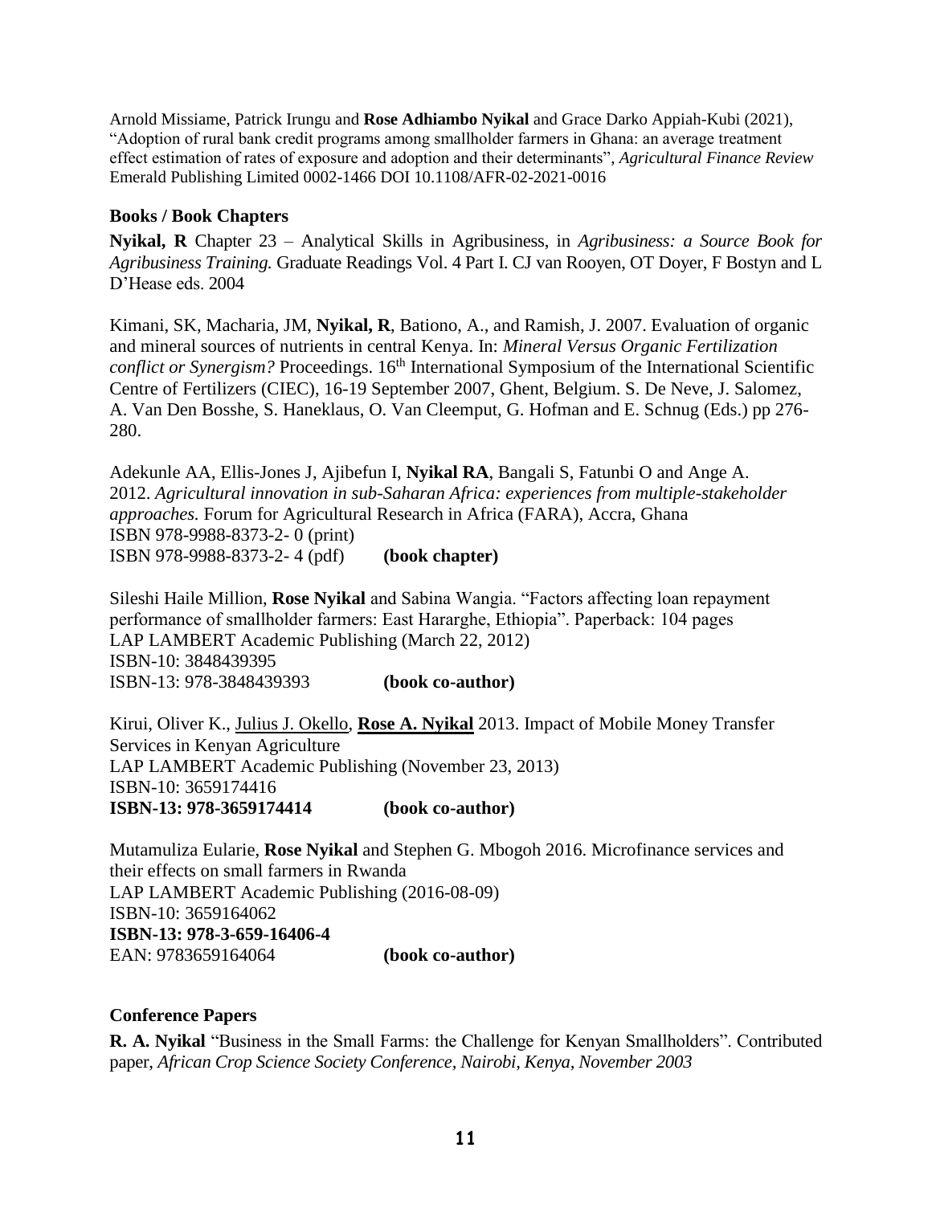Arnold Missiame, Patrick Irungu and **Rose Adhiambo Nyikal** and Grace Darko Appiah-Kubi (2021), "Adoption of rural bank credit programs among smallholder farmers in Ghana: an average treatment effect estimation of rates of exposure and adoption and their determinants", *Agricultural Finance Review* Emerald Publishing Limited 0002-1466 DOI 10.1108/AFR-02-2021-0016

### Books / Book Chapters

**Nyikal, R** Chapter 23 – Analytical Skills in Agribusiness, in *Agribusiness: a Source Book for Agribusiness Training.* Graduate Readings Vol. 4 Part I. CJ van Rooyen, OT Doyer, F Bostyn and L D'Hease eds. 2004

Kimani, SK, Macharia, JM, **Nyikal, R**, Bationo, A., and Ramish, J. 2007. Evaluation of organic and mineral sources of nutrients in central Kenya. In: *Mineral Versus Organic Fertilization conflict or Synergism?* Proceedings. 16th International Symposium of the International Scientific Centre of Fertilizers (CIEC), 16-19 September 2007, Ghent, Belgium. S. De Neve, J. Salomez, A. Van Den Bosshe, S. Haneklaus, O. Van Cleemput, G. Hofman and E. Schnug (Eds.) pp 276-280.

Adekunle AA, Ellis-Jones J, Ajibefun I, **Nyikal RA**, Bangali S, Fatunbi O and Ange A. 2012. *Agricultural innovation in sub-Saharan Africa: experiences from multiple-stakeholder approaches.* Forum for Agricultural Research in Africa (FARA), Accra, Ghana
ISBN 978-9988-8373-2- 0 (print)
ISBN 978-9988-8373-2- 4 (pdf) **(book chapter)**

Sileshi Haile Million, **Rose Nyikal** and Sabina Wangia. "Factors affecting loan repayment performance of smallholder farmers: East Hararghe, Ethiopia". Paperback: 104 pages
LAP LAMBERT Academic Publishing (March 22, 2012)
ISBN-10: 3848439395
ISBN-13: 978-3848439393 **(book co-author)**

Kirui, Oliver K., Julius J. Okello, **Rose A. Nyikal** 2013. Impact of Mobile Money Transfer Services in Kenyan Agriculture
LAP LAMBERT Academic Publishing (November 23, 2013)
ISBN-10: 3659174416
**ISBN-13: 978-3659174414** **(book co-author)**

Mutamuliza Eularie, **Rose Nyikal** and Stephen G. Mbogoh 2016. Microfinance services and their effects on small farmers in Rwanda
LAP LAMBERT Academic Publishing (2016-08-09)
ISBN-10: 3659164062
**ISBN-13: 978-3-659-16406-4**
EAN: 9783659164064 **(book co-author)**

### Conference Papers

**R. A. Nyikal** "Business in the Small Farms: the Challenge for Kenyan Smallholders". Contributed paper, *African Crop Science Society Conference, Nairobi, Kenya, November 2003*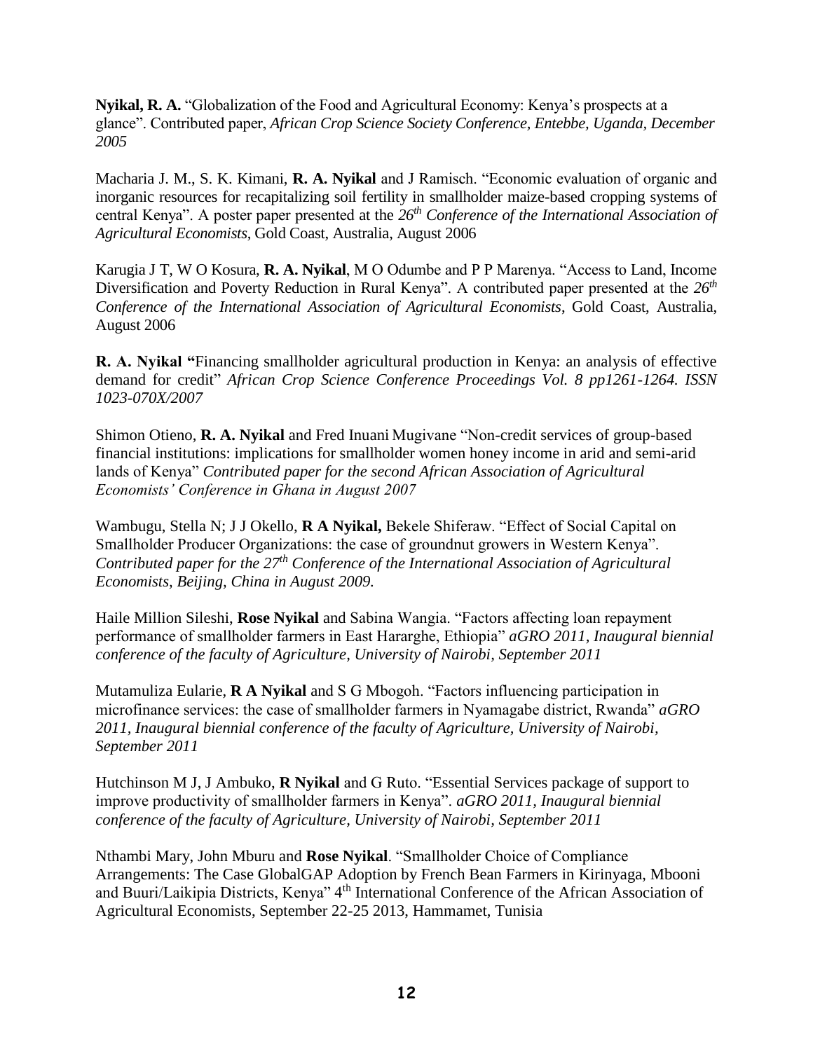**Nyikal, R. A.** “Globalization of the Food and Agricultural Economy: Kenya’s prospects at a glance”. Contributed paper, *African Crop Science Society Conference, Entebbe, Uganda, December 2005*

Macharia J. M., S. K. Kimani, **R. A. Nyikal** and J Ramisch. “Economic evaluation of organic and inorganic resources for recapitalizing soil fertility in smallholder maize-based cropping systems of central Kenya”. A poster paper presented at the *26th Conference of the International Association of Agricultural Economists*, Gold Coast, Australia, August 2006

Karugia J T, W O Kosura, **R. A. Nyikal**, M O Odumbe and P P Marenya. “Access to Land, Income Diversification and Poverty Reduction in Rural Kenya”. A contributed paper presented at the *26th Conference of the International Association of Agricultural Economists*, Gold Coast, Australia, August 2006

**R. A. Nyikal “**Financing smallholder agricultural production in Kenya: an analysis of effective demand for credit” *African Crop Science Conference Proceedings Vol. 8 pp1261-1264. ISSN 1023-070X/2007*

Shimon Otieno, **R. A. Nyikal** and Fred Inuani Mugivane “Non-credit services of group-based financial institutions: implications for smallholder women honey income in arid and semi-arid lands of Kenya” *Contributed paper for the second African Association of Agricultural Economists’ Conference in Ghana in August 2007*

Wambugu, Stella N; J J Okello, **R A Nyikal,** Bekele Shiferaw. “Effect of Social Capital on Smallholder Producer Organizations: the case of groundnut growers in Western Kenya”. *Contributed paper for the 27th Conference of the International Association of Agricultural Economists, Beijing, China in August 2009.*

Haile Million Sileshi, **Rose Nyikal** and Sabina Wangia. “Factors affecting loan repayment performance of smallholder farmers in East Hararghe, Ethiopia” *aGRO 2011, Inaugural biennial conference of the faculty of Agriculture, University of Nairobi, September 2011*

Mutamuliza Eularie, **R A Nyikal** and S G Mbogoh. “Factors influencing participation in microfinance services: the case of smallholder farmers in Nyamagabe district, Rwanda” *aGRO 2011, Inaugural biennial conference of the faculty of Agriculture, University of Nairobi, September 2011*

Hutchinson M J, J Ambuko, **R Nyikal** and G Ruto. “Essential Services package of support to improve productivity of smallholder farmers in Kenya”. *aGRO 2011, Inaugural biennial conference of the faculty of Agriculture, University of Nairobi, September 2011*

Nthambi Mary, John Mburu and **Rose Nyikal**. “Smallholder Choice of Compliance Arrangements: The Case GlobalGAP Adoption by French Bean Farmers in Kirinyaga, Mbooni and Buuri/Laikipia Districts, Kenya” 4th International Conference of the African Association of Agricultural Economists, September 22-25 2013, Hammamet, Tunisia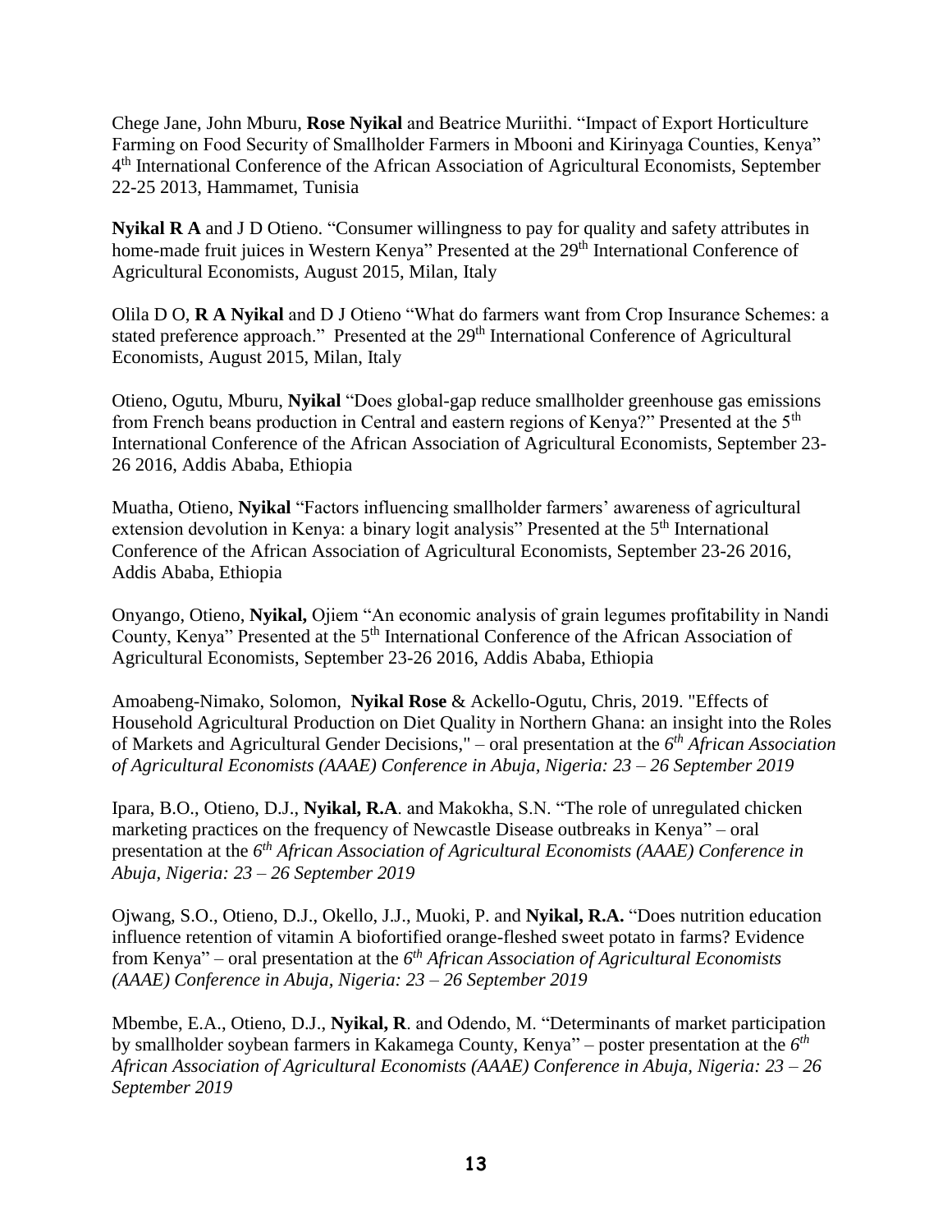Chege Jane, John Mburu, **Rose Nyikal** and Beatrice Muriithi. "Impact of Export Horticulture Farming on Food Security of Smallholder Farmers in Mbooni and Kirinyaga Counties, Kenya" 4th International Conference of the African Association of Agricultural Economists, September 22-25 2013, Hammamet, Tunisia

**Nyikal R A** and J D Otieno. "Consumer willingness to pay for quality and safety attributes in home-made fruit juices in Western Kenya" Presented at the 29th International Conference of Agricultural Economists, August 2015, Milan, Italy

Olila D O, **R A Nyikal** and D J Otieno "What do farmers want from Crop Insurance Schemes: a stated preference approach." Presented at the 29th International Conference of Agricultural Economists, August 2015, Milan, Italy

Otieno, Ogutu, Mburu, **Nyikal** "Does global-gap reduce smallholder greenhouse gas emissions from French beans production in Central and eastern regions of Kenya?" Presented at the 5th International Conference of the African Association of Agricultural Economists, September 23-26 2016, Addis Ababa, Ethiopia

Muatha, Otieno, **Nyikal** "Factors influencing smallholder farmers' awareness of agricultural extension devolution in Kenya: a binary logit analysis" Presented at the 5th International Conference of the African Association of Agricultural Economists, September 23-26 2016, Addis Ababa, Ethiopia

Onyango, Otieno, **Nyikal,** Ojiem "An economic analysis of grain legumes profitability in Nandi County, Kenya" Presented at the 5th International Conference of the African Association of Agricultural Economists, September 23-26 2016, Addis Ababa, Ethiopia

Amoabeng-Nimako, Solomon, **Nyikal Rose** & Ackello-Ogutu, Chris, 2019. "Effects of Household Agricultural Production on Diet Quality in Northern Ghana: an insight into the Roles of Markets and Agricultural Gender Decisions," – oral presentation at the *6th African Association of Agricultural Economists (AAAE) Conference in Abuja, Nigeria: 23 – 26 September 2019*

Ipara, B.O., Otieno, D.J., **Nyikal, R.A**. and Makokha, S.N. "The role of unregulated chicken marketing practices on the frequency of Newcastle Disease outbreaks in Kenya" – oral presentation at the *6th African Association of Agricultural Economists (AAAE) Conference in Abuja, Nigeria: 23 – 26 September 2019*

Ojwang, S.O., Otieno, D.J., Okello, J.J., Muoki, P. and **Nyikal, R.A.** "Does nutrition education influence retention of vitamin A biofortified orange-fleshed sweet potato in farms? Evidence from Kenya" – oral presentation at the *6th African Association of Agricultural Economists (AAAE) Conference in Abuja, Nigeria: 23 – 26 September 2019*

Mbembe, E.A., Otieno, D.J., **Nyikal, R**. and Odendo, M. "Determinants of market participation by smallholder soybean farmers in Kakamega County, Kenya" – poster presentation at the *6th African Association of Agricultural Economists (AAAE) Conference in Abuja, Nigeria: 23 – 26 September 2019*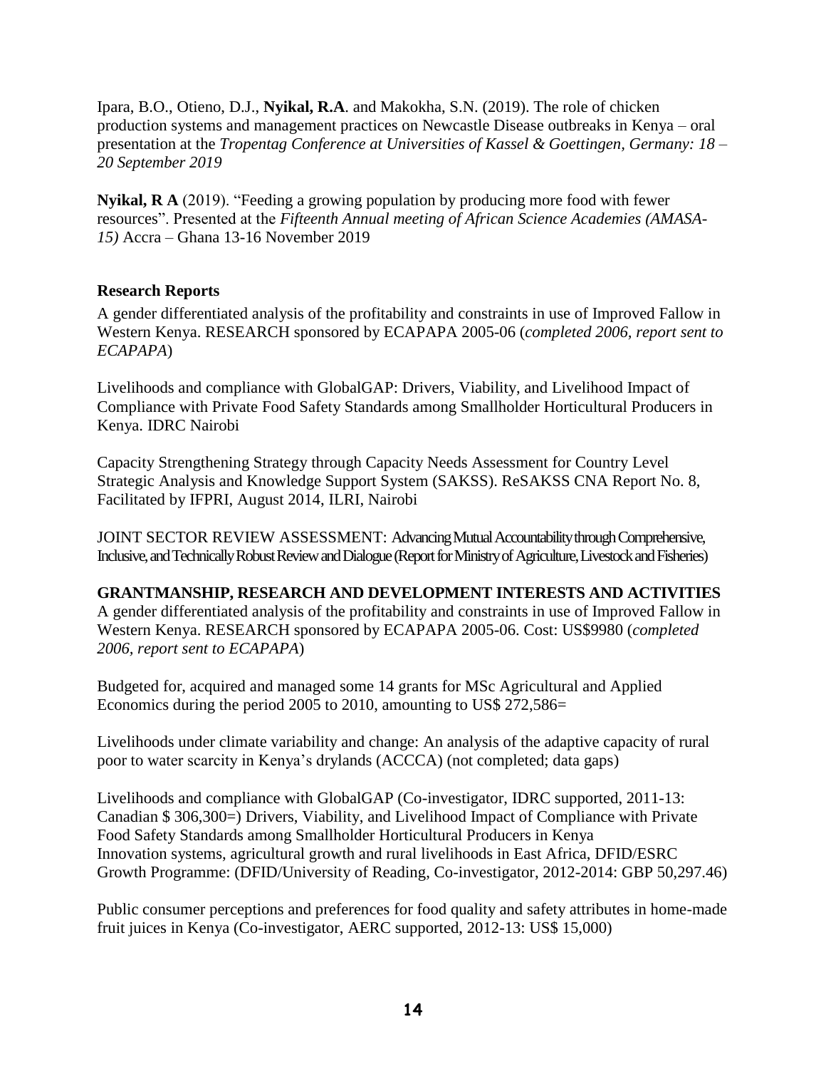Ipara, B.O., Otieno, D.J., **Nyikal, R.A**. and Makokha, S.N. (2019). The role of chicken production systems and management practices on Newcastle Disease outbreaks in Kenya – oral presentation at the *Tropentag Conference at Universities of Kassel & Goettingen, Germany: 18 – 20 September 2019*

**Nyikal, R A** (2019). "Feeding a growing population by producing more food with fewer resources". Presented at the *Fifteenth Annual meeting of African Science Academies (AMASA-15)* Accra – Ghana 13-16 November 2019

**Research Reports**

A gender differentiated analysis of the profitability and constraints in use of Improved Fallow in Western Kenya. RESEARCH sponsored by ECAPAPA 2005-06 (*completed 2006, report sent to ECAPAPA*)

Livelihoods and compliance with GlobalGAP: Drivers, Viability, and Livelihood Impact of Compliance with Private Food Safety Standards among Smallholder Horticultural Producers in Kenya. IDRC Nairobi

Capacity Strengthening Strategy through Capacity Needs Assessment for Country Level Strategic Analysis and Knowledge Support System (SAKSS). ReSAKSS CNA Report No. 8, Facilitated by IFPRI, August 2014, ILRI, Nairobi

JOINT SECTOR REVIEW ASSESSMENT: Advancing Mutual Accountability through Comprehensive, Inclusive, and Technically Robust Review and Dialogue (Report for Ministry of Agriculture, Livestock and Fisheries)

**GRANTMANSHIP, RESEARCH AND DEVELOPMENT INTERESTS AND ACTIVITIES**

A gender differentiated analysis of the profitability and constraints in use of Improved Fallow in Western Kenya. RESEARCH sponsored by ECAPAPA 2005-06. Cost: US$9980 (*completed 2006, report sent to ECAPAPA*)

Budgeted for, acquired and managed some 14 grants for MSc Agricultural and Applied Economics during the period 2005 to 2010, amounting to US$ 272,586=

Livelihoods under climate variability and change: An analysis of the adaptive capacity of rural poor to water scarcity in Kenya's drylands (ACCCA) (not completed; data gaps)

Livelihoods and compliance with GlobalGAP (Co-investigator, IDRC supported, 2011-13: Canadian $ 306,300=) Drivers, Viability, and Livelihood Impact of Compliance with Private Food Safety Standards among Smallholder Horticultural Producers in Kenya
Innovation systems, agricultural growth and rural livelihoods in East Africa, DFID/ESRC Growth Programme: (DFID/University of Reading, Co-investigator, 2012-2014: GBP 50,297.46)

Public consumer perceptions and preferences for food quality and safety attributes in home-made fruit juices in Kenya (Co-investigator, AERC supported, 2012-13: US$ 15,000)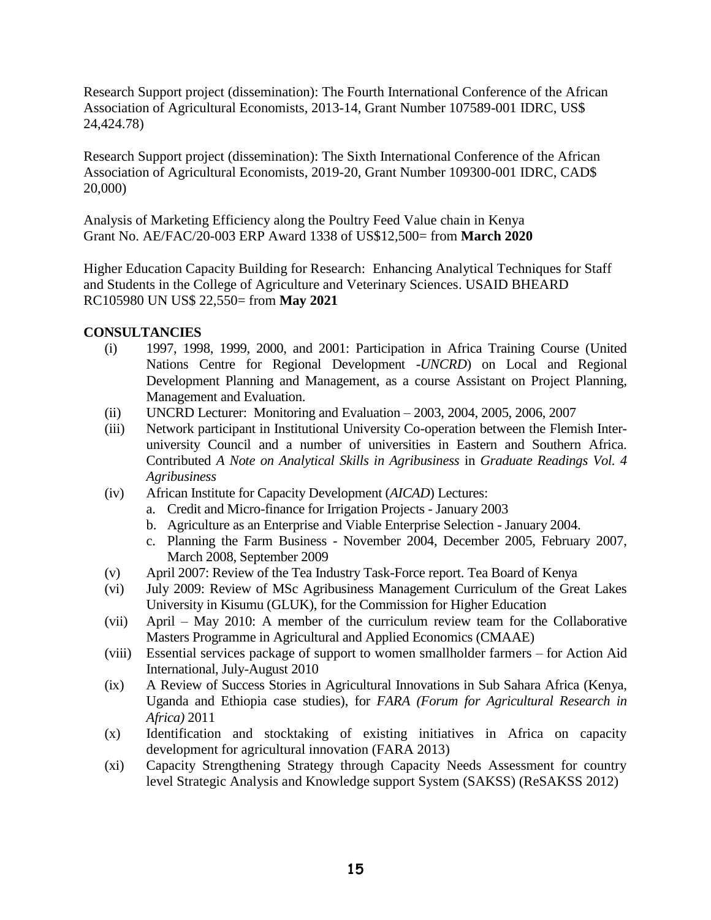Research Support project (dissemination): The Fourth International Conference of the African Association of Agricultural Economists, 2013-14, Grant Number 107589-001 IDRC, US$ 24,424.78)

Research Support project (dissemination): The Sixth International Conference of the African Association of Agricultural Economists, 2019-20, Grant Number 109300-001 IDRC, CAD$ 20,000)

Analysis of Marketing Efficiency along the Poultry Feed Value chain in Kenya
Grant No. AE/FAC/20-003 ERP Award 1338 of US$12,500= from **March 2020**

Higher Education Capacity Building for Research: Enhancing Analytical Techniques for Staff and Students in the College of Agriculture and Veterinary Sciences. USAID BHEARD RC105980 UN US$ 22,550= from **May 2021**

**CONSULTANCIES**

(i) 1997, 1998, 1999, 2000, and 2001: Participation in Africa Training Course (United Nations Centre for Regional Development -*UNCRD*) on Local and Regional Development Planning and Management, as a course Assistant on Project Planning, Management and Evaluation.

(ii) UNCRD Lecturer: Monitoring and Evaluation – 2003, 2004, 2005, 2006, 2007

(iii) Network participant in Institutional University Co-operation between the Flemish Inter-university Council and a number of universities in Eastern and Southern Africa. Contributed *A Note on Analytical Skills in Agribusiness* in *Graduate Readings Vol. 4 Agribusiness*

(iv) African Institute for Capacity Development (*AICAD*) Lectures:
   a. Credit and Micro-finance for Irrigation Projects - January 2003
   b. Agriculture as an Enterprise and Viable Enterprise Selection - January 2004.
   c. Planning the Farm Business - November 2004, December 2005, February 2007, March 2008, September 2009

(v) April 2007: Review of the Tea Industry Task-Force report. Tea Board of Kenya

(vi) July 2009: Review of MSc Agribusiness Management Curriculum of the Great Lakes University in Kisumu (GLUK), for the Commission for Higher Education

(vii) April – May 2010: A member of the curriculum review team for the Collaborative Masters Programme in Agricultural and Applied Economics (CMAAE)

(viii) Essential services package of support to women smallholder farmers – for Action Aid International, July-August 2010

(ix) A Review of Success Stories in Agricultural Innovations in Sub Sahara Africa (Kenya, Uganda and Ethiopia case studies), for *FARA (Forum for Agricultural Research in Africa)* 2011

(x) Identification and stocktaking of existing initiatives in Africa on capacity development for agricultural innovation (FARA 2013)

(xi) Capacity Strengthening Strategy through Capacity Needs Assessment for country level Strategic Analysis and Knowledge support System (SAKSS) (ReSAKSS 2012)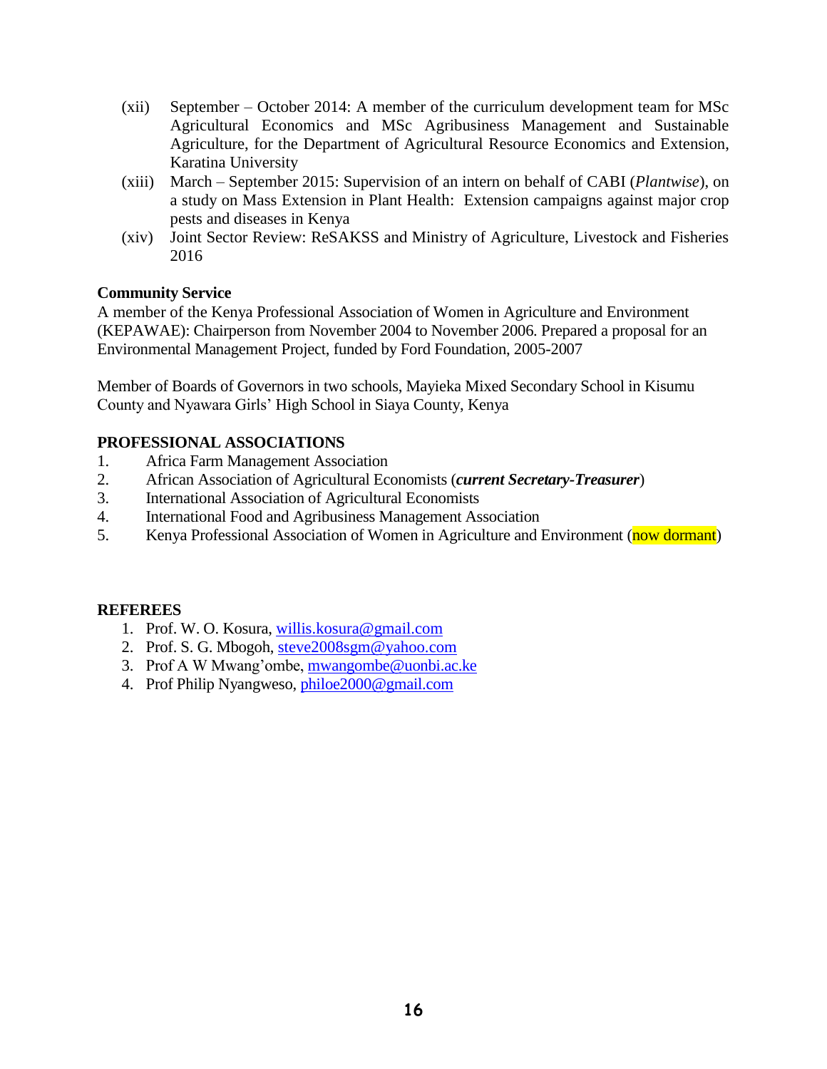(xii) September – October 2014: A member of the curriculum development team for MSc Agricultural Economics and MSc Agribusiness Management and Sustainable Agriculture, for the Department of Agricultural Resource Economics and Extension, Karatina University

(xiii) March – September 2015: Supervision of an intern on behalf of CABI (*Plantwise*), on a study on Mass Extension in Plant Health: Extension campaigns against major crop pests and diseases in Kenya

(xiv) Joint Sector Review: ReSAKSS and Ministry of Agriculture, Livestock and Fisheries 2016

**Community Service**

A member of the Kenya Professional Association of Women in Agriculture and Environment (KEPAWAE): Chairperson from November 2004 to November 2006. Prepared a proposal for an Environmental Management Project, funded by Ford Foundation, 2005-2007

Member of Boards of Governors in two schools, Mayieka Mixed Secondary School in Kisumu County and Nyawara Girls' High School in Siaya County, Kenya

**PROFESSIONAL ASSOCIATIONS**

1. Africa Farm Management Association
2. African Association of Agricultural Economists (***current Secretary-Treasurer***)
3. International Association of Agricultural Economists
4. International Food and Agribusiness Management Association
5. Kenya Professional Association of Women in Agriculture and Environment (now dormant)

**REFEREES**

1. Prof. W. O. Kosura, willis.kosura@gmail.com
2. Prof. S. G. Mbogoh, steve2008sgm@yahoo.com
3. Prof A W Mwang'ombe, mwangombe@uonbi.ac.ke
4. Prof Philip Nyangweso, philoe2000@gmail.com